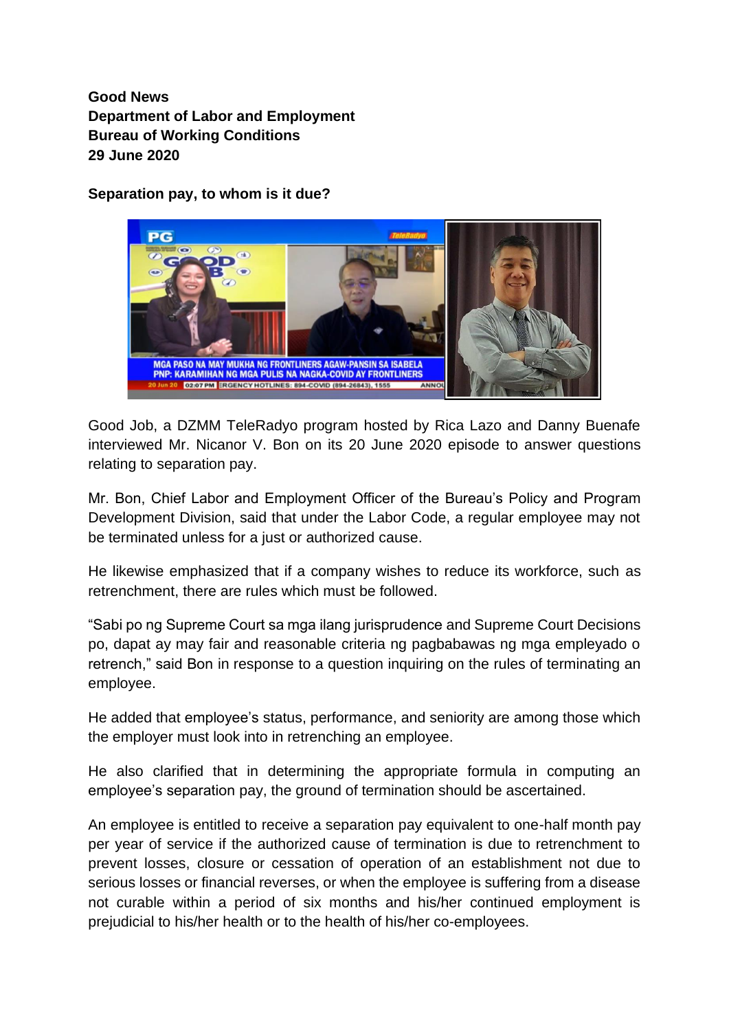**Good News**
**Department of Labor and Employment**
**Bureau of Working Conditions**
**29 June 2020**

**Separation pay, to whom is it due?**

Good Job, a DZMM TeleRadyo program hosted by Rica Lazo and Danny Buenafe interviewed Mr. Nicanor V. Bon on its 20 June 2020 episode to answer questions relating to separation pay.

Mr. Bon, Chief Labor and Employment Officer of the Bureau's Policy and Program Development Division, said that under the Labor Code, a regular employee may not be terminated unless for a just or authorized cause.

He likewise emphasized that if a company wishes to reduce its workforce, such as retrenchment, there are rules which must be followed.

"Sabi po ng Supreme Court sa mga ilang jurisprudence and Supreme Court Decisions po, dapat ay may fair and reasonable criteria ng pagbabawas ng mga empleyado o retrench," said Bon in response to a question inquiring on the rules of terminating an employee.

He added that employee's status, performance, and seniority are among those which the employer must look into in retrenching an employee.

He also clarified that in determining the appropriate formula in computing an employee's separation pay, the ground of termination should be ascertained.

An employee is entitled to receive a separation pay equivalent to one-half month pay per year of service if the authorized cause of termination is due to retrenchment to prevent losses, closure or cessation of operation of an establishment not due to serious losses or financial reverses, or when the employee is suffering from a disease not curable within a period of six months and his/her continued employment is prejudicial to his/her health or to the health of his/her co-employees.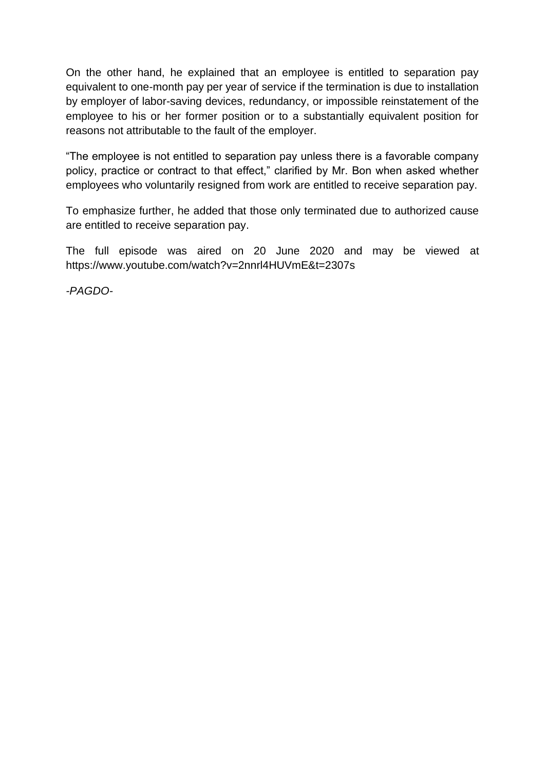On the other hand, he explained that an employee is entitled to separation pay equivalent to one-month pay per year of service if the termination is due to installation by employer of labor-saving devices, redundancy, or impossible reinstatement of the employee to his or her former position or to a substantially equivalent position for reasons not attributable to the fault of the employer.

"The employee is not entitled to separation pay unless there is a favorable company policy, practice or contract to that effect," clarified by Mr. Bon when asked whether employees who voluntarily resigned from work are entitled to receive separation pay.

To emphasize further, he added that those only terminated due to authorized cause are entitled to receive separation pay.

The full episode was aired on 20 June 2020 and may be viewed at https://www.youtube.com/watch?v=2nnrl4HUVmE&t=2307s

*-PAGDO-*